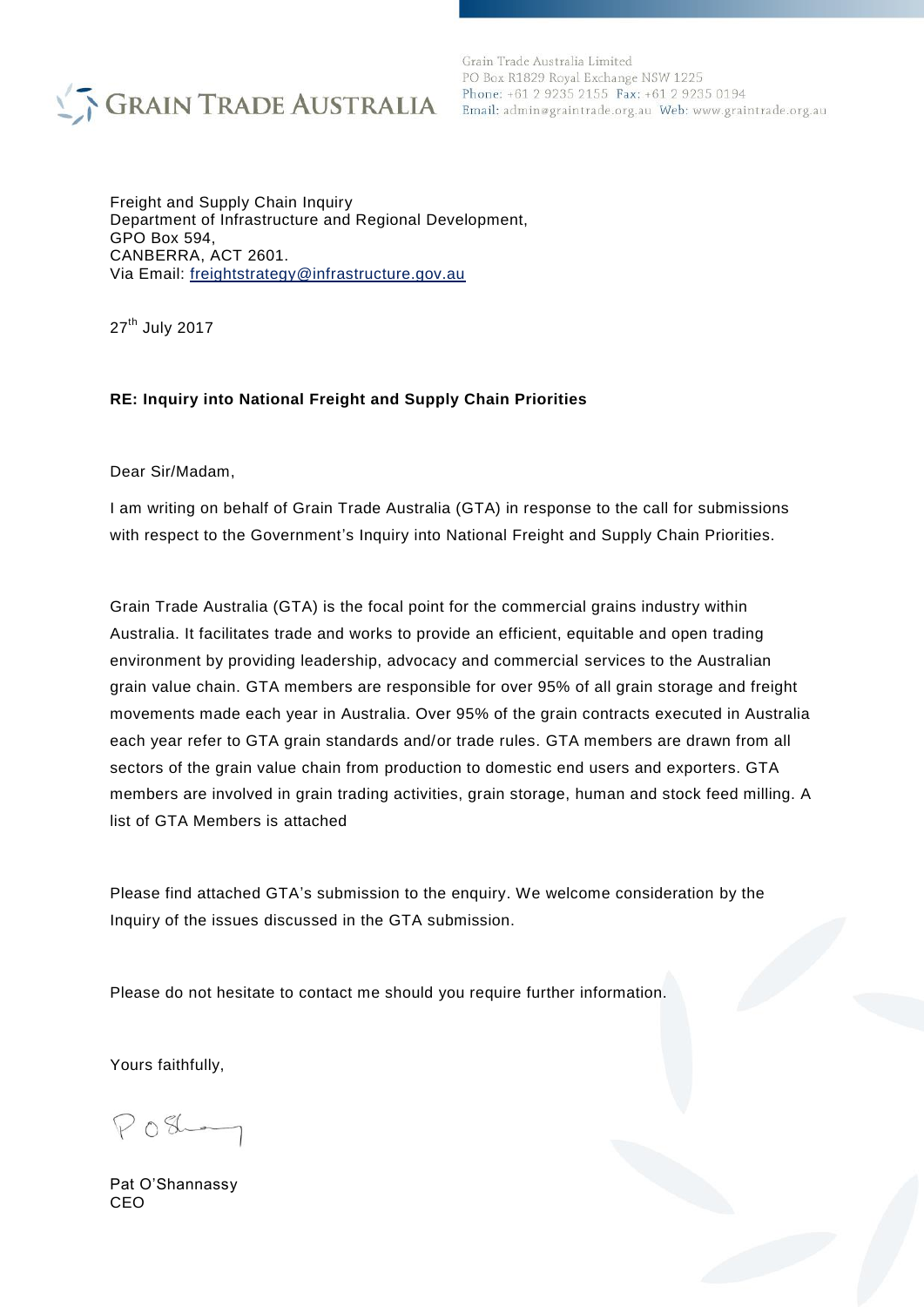GRAIN TRADE AUSTRALIA

Grain Trade Australia Limited
PO Box R1829 Royal Exchange NSW 1225
Phone: +61 2 9235 2155 Fax: +61 2 9235 0194
Email: admin@graintrade.org.au Web: www.graintrade.org.au

Freight and Supply Chain Inquiry
Department of Infrastructure and Regional Development,
GPO Box 594,
CANBERRA, ACT 2601.
Via Email: freightstrategy@infrastructure.gov.au

27th July 2017

**RE: Inquiry into National Freight and Supply Chain Priorities**

Dear Sir/Madam,

I am writing on behalf of Grain Trade Australia (GTA) in response to the call for submissions with respect to the Government's Inquiry into National Freight and Supply Chain Priorities.

Grain Trade Australia (GTA) is the focal point for the commercial grains industry within Australia. It facilitates trade and works to provide an efficient, equitable and open trading environment by providing leadership, advocacy and commercial services to the Australian grain value chain. GTA members are responsible for over 95% of all grain storage and freight movements made each year in Australia. Over 95% of the grain contracts executed in Australia each year refer to GTA grain standards and/or trade rules. GTA members are drawn from all sectors of the grain value chain from production to domestic end users and exporters. GTA members are involved in grain trading activities, grain storage, human and stock feed milling. A list of GTA Members is attached

Please find attached GTA's submission to the enquiry. We welcome consideration by the Inquiry of the issues discussed in the GTA submission.

Please do not hesitate to contact me should you require further information.

Yours faithfully,

Pat O'Shannassy
CEO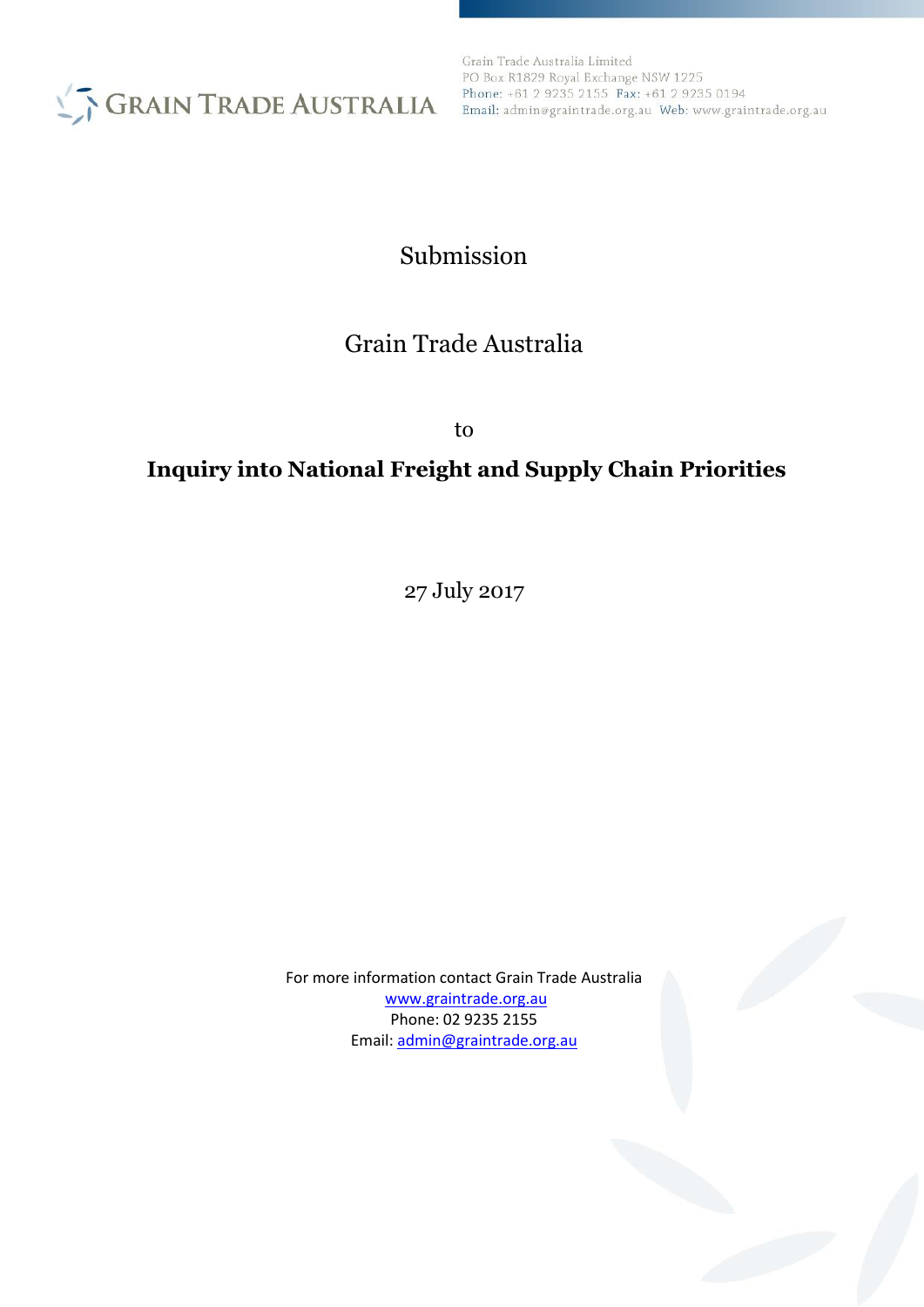Grain Trade Australia Limited
PO Box R1829 Royal Exchange NSW 1225
Phone: +61 2 9235 2155 Fax: +61 2 9235 0194
Email: admin@graintrade.org.au Web: www.graintrade.org.au

# Submission

# Grain Trade Australia

to

**Inquiry into National Freight and Supply Chain Priorities**

27 July 2017

For more information contact Grain Trade Australia
www.graintrade.org.au
Phone: 02 9235 2155
Email: admin@graintrade.org.au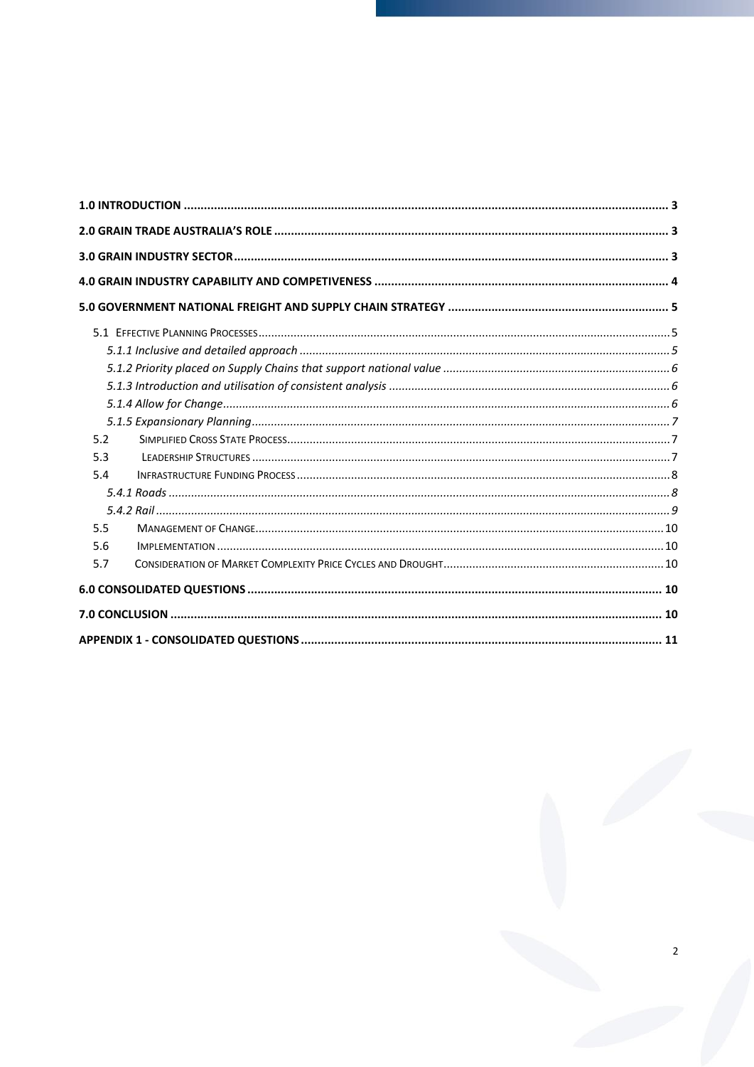- **1.0 INTRODUCTION** ..... 3
- **2.0 GRAIN TRADE AUSTRALIA'S ROLE** ..... 3
- **3.0 GRAIN INDUSTRY SECTOR** ..... 3
- **4.0 GRAIN INDUSTRY CAPABILITY AND COMPETIVENESS** ..... 4
- **5.0 GOVERNMENT NATIONAL FREIGHT AND SUPPLY CHAIN STRATEGY** ..... 5
  - 5.1 EFFECTIVE PLANNING PROCESSES ..... 5
    - *5.1.1 Inclusive and detailed approach* ..... 5
    - *5.1.2 Priority placed on Supply Chains that support national value* ..... 6
    - *5.1.3 Introduction and utilisation of consistent analysis* ..... 6
    - *5.1.4 Allow for Change* ..... 6
    - *5.1.5 Expansionary Planning* ..... 7
  - 5.2 SIMPLIFIED CROSS STATE PROCESS ..... 7
  - 5.3 LEADERSHIP STRUCTURES ..... 7
  - 5.4 INFRASTRUCTURE FUNDING PROCESS ..... 8
    - *5.4.1 Roads* ..... 8
    - *5.4.2 Rail* ..... 9
  - 5.5 MANAGEMENT OF CHANGE ..... 10
  - 5.6 IMPLEMENTATION ..... 10
  - 5.7 CONSIDERATION OF MARKET COMPLEXITY PRICE CYCLES AND DROUGHT ..... 10
- **6.0 CONSOLIDATED QUESTIONS** ..... 10
- **7.0 CONCLUSION** ..... 10
- **APPENDIX 1 - CONSOLIDATED QUESTIONS** ..... 11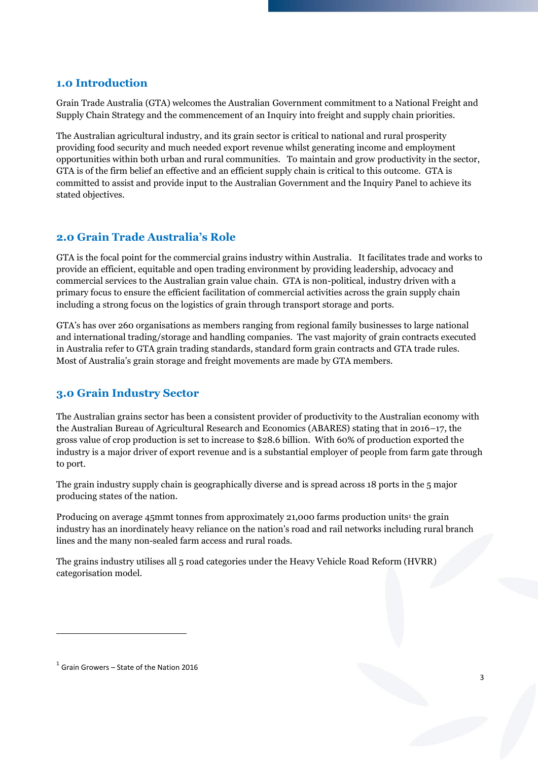## 1.0 Introduction

Grain Trade Australia (GTA) welcomes the Australian Government commitment to a National Freight and Supply Chain Strategy and the commencement of an Inquiry into freight and supply chain priorities.

The Australian agricultural industry, and its grain sector is critical to national and rural prosperity providing food security and much needed export revenue whilst generating income and employment opportunities within both urban and rural communities. To maintain and grow productivity in the sector, GTA is of the firm belief an effective and an efficient supply chain is critical to this outcome. GTA is committed to assist and provide input to the Australian Government and the Inquiry Panel to achieve its stated objectives.

## 2.0 Grain Trade Australia's Role

GTA is the focal point for the commercial grains industry within Australia. It facilitates trade and works to provide an efficient, equitable and open trading environment by providing leadership, advocacy and commercial services to the Australian grain value chain. GTA is non-political, industry driven with a primary focus to ensure the efficient facilitation of commercial activities across the grain supply chain including a strong focus on the logistics of grain through transport storage and ports.

GTA's has over 260 organisations as members ranging from regional family businesses to large national and international trading/storage and handling companies. The vast majority of grain contracts executed in Australia refer to GTA grain trading standards, standard form grain contracts and GTA trade rules. Most of Australia's grain storage and freight movements are made by GTA members.

## 3.0 Grain Industry Sector

The Australian grains sector has been a consistent provider of productivity to the Australian economy with the Australian Bureau of Agricultural Research and Economics (ABARES) stating that in 2016–17, the gross value of crop production is set to increase to $28.6 billion. With 60% of production exported the industry is a major driver of export revenue and is a substantial employer of people from farm gate through to port.

The grain industry supply chain is geographically diverse and is spread across 18 ports in the 5 major producing states of the nation.

Producing on average 45mmt tonnes from approximately 21,000 farms production units[1] the grain industry has an inordinately heavy reliance on the nation's road and rail networks including rural branch lines and the many non-sealed farm access and rural roads.

The grains industry utilises all 5 road categories under the Heavy Vehicle Road Reform (HVRR) categorisation model.

[1] Grain Growers – State of the Nation 2016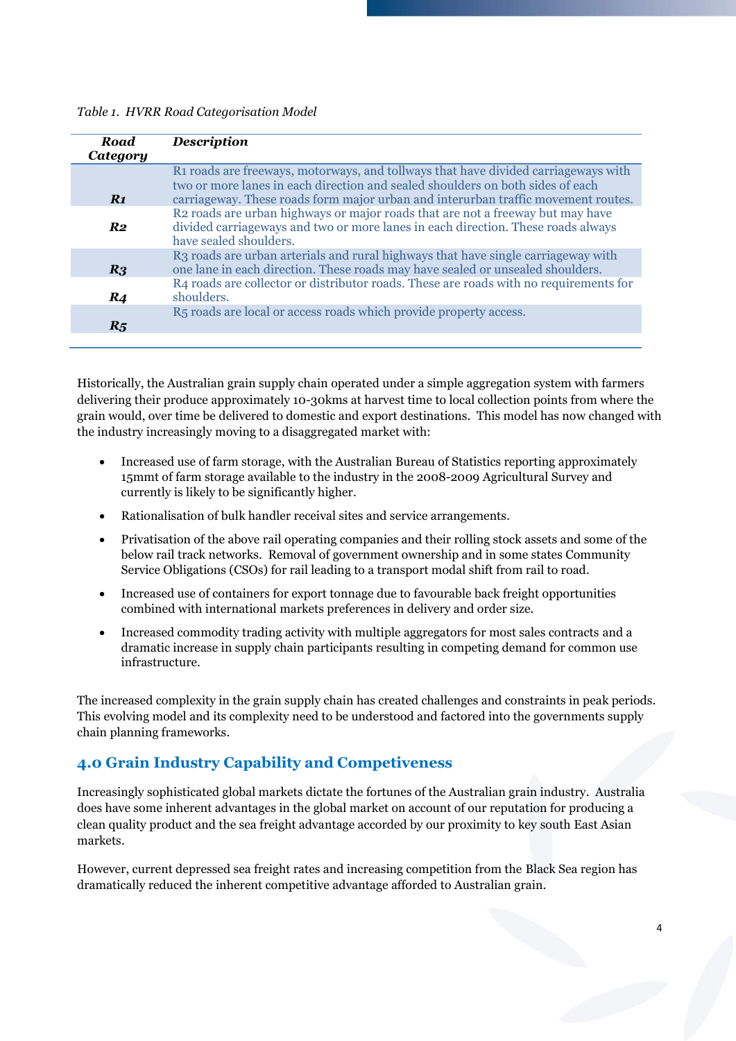*Table 1. HVRR Road Categorisation Model*

| Road Category | Description |
|---|---|
| ***R1*** | R1 roads are freeways, motorways, and tollways that have divided carriageways with two or more lanes in each direction and sealed shoulders on both sides of each carriageway. These roads form major urban and interurban traffic movement routes. |
| ***R2*** | R2 roads are urban highways or major roads that are not a freeway but may have divided carriageways and two or more lanes in each direction. These roads always have sealed shoulders. |
| ***R3*** | R3 roads are urban arterials and rural highways that have single carriageway with one lane in each direction. These roads may have sealed or unsealed shoulders. |
| ***R4*** | R4 roads are collector or distributor roads. These are roads with no requirements for shoulders. |
| ***R5*** | R5 roads are local or access roads which provide property access. |

Historically, the Australian grain supply chain operated under a simple aggregation system with farmers delivering their produce approximately 10-30kms at harvest time to local collection points from where the grain would, over time be delivered to domestic and export destinations. This model has now changed with the industry increasingly moving to a disaggregated market with:

- Increased use of farm storage, with the Australian Bureau of Statistics reporting approximately 15mmt of farm storage available to the industry in the 2008-2009 Agricultural Survey and currently is likely to be significantly higher.
- Rationalisation of bulk handler receival sites and service arrangements.
- Privatisation of the above rail operating companies and their rolling stock assets and some of the below rail track networks. Removal of government ownership and in some states Community Service Obligations (CSOs) for rail leading to a transport modal shift from rail to road.
- Increased use of containers for export tonnage due to favourable back freight opportunities combined with international markets preferences in delivery and order size.
- Increased commodity trading activity with multiple aggregators for most sales contracts and a dramatic increase in supply chain participants resulting in competing demand for common use infrastructure.

The increased complexity in the grain supply chain has created challenges and constraints in peak periods. This evolving model and its complexity need to be understood and factored into the governments supply chain planning frameworks.

## 4.0 Grain Industry Capability and Competiveness

Increasingly sophisticated global markets dictate the fortunes of the Australian grain industry. Australia does have some inherent advantages in the global market on account of our reputation for producing a clean quality product and the sea freight advantage accorded by our proximity to key south East Asian markets.

However, current depressed sea freight rates and increasing competition from the Black Sea region has dramatically reduced the inherent competitive advantage afforded to Australian grain.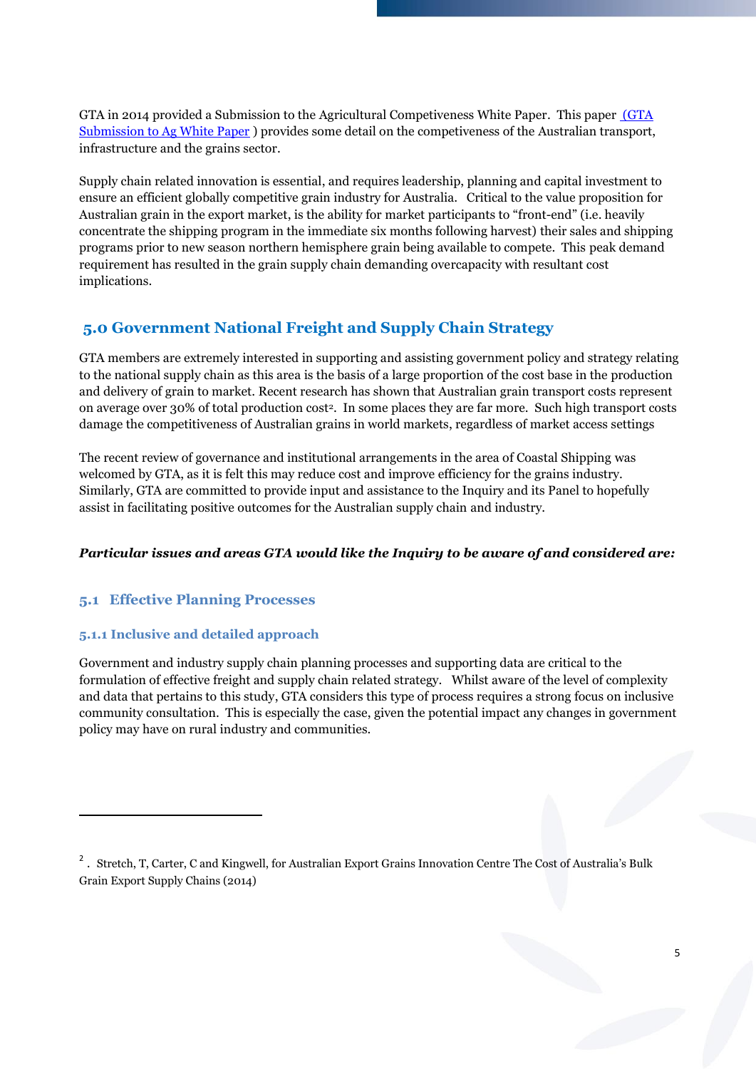GTA in 2014 provided a Submission to the Agricultural Competiveness White Paper. This paper [(GTA Submission to Ag White Paper](#) ) provides some detail on the competiveness of the Australian transport, infrastructure and the grains sector.

Supply chain related innovation is essential, and requires leadership, planning and capital investment to ensure an efficient globally competitive grain industry for Australia. Critical to the value proposition for Australian grain in the export market, is the ability for market participants to "front-end" (i.e. heavily concentrate the shipping program in the immediate six months following harvest) their sales and shipping programs prior to new season northern hemisphere grain being available to compete. This peak demand requirement has resulted in the grain supply chain demanding overcapacity with resultant cost implications.

## 5.0 Government National Freight and Supply Chain Strategy

GTA members are extremely interested in supporting and assisting government policy and strategy relating to the national supply chain as this area is the basis of a large proportion of the cost base in the production and delivery of grain to market. Recent research has shown that Australian grain transport costs represent on average over 30% of total production cost[2]. In some places they are far more. Such high transport costs damage the competitiveness of Australian grains in world markets, regardless of market access settings

The recent review of governance and institutional arrangements in the area of Coastal Shipping was welcomed by GTA, as it is felt this may reduce cost and improve efficiency for the grains industry. Similarly, GTA are committed to provide input and assistance to the Inquiry and its Panel to hopefully assist in facilitating positive outcomes for the Australian supply chain and industry.

***Particular issues and areas GTA would like the Inquiry to be aware of and considered are:***

### 5.1 Effective Planning Processes

#### 5.1.1 Inclusive and detailed approach

Government and industry supply chain planning processes and supporting data are critical to the formulation of effective freight and supply chain related strategy. Whilst aware of the level of complexity and data that pertains to this study, GTA considers this type of process requires a strong focus on inclusive community consultation. This is especially the case, given the potential impact any changes in government policy may have on rural industry and communities.

---

[2]. Stretch, T, Carter, C and Kingwell, for Australian Export Grains Innovation Centre The Cost of Australia's Bulk Grain Export Supply Chains (2014)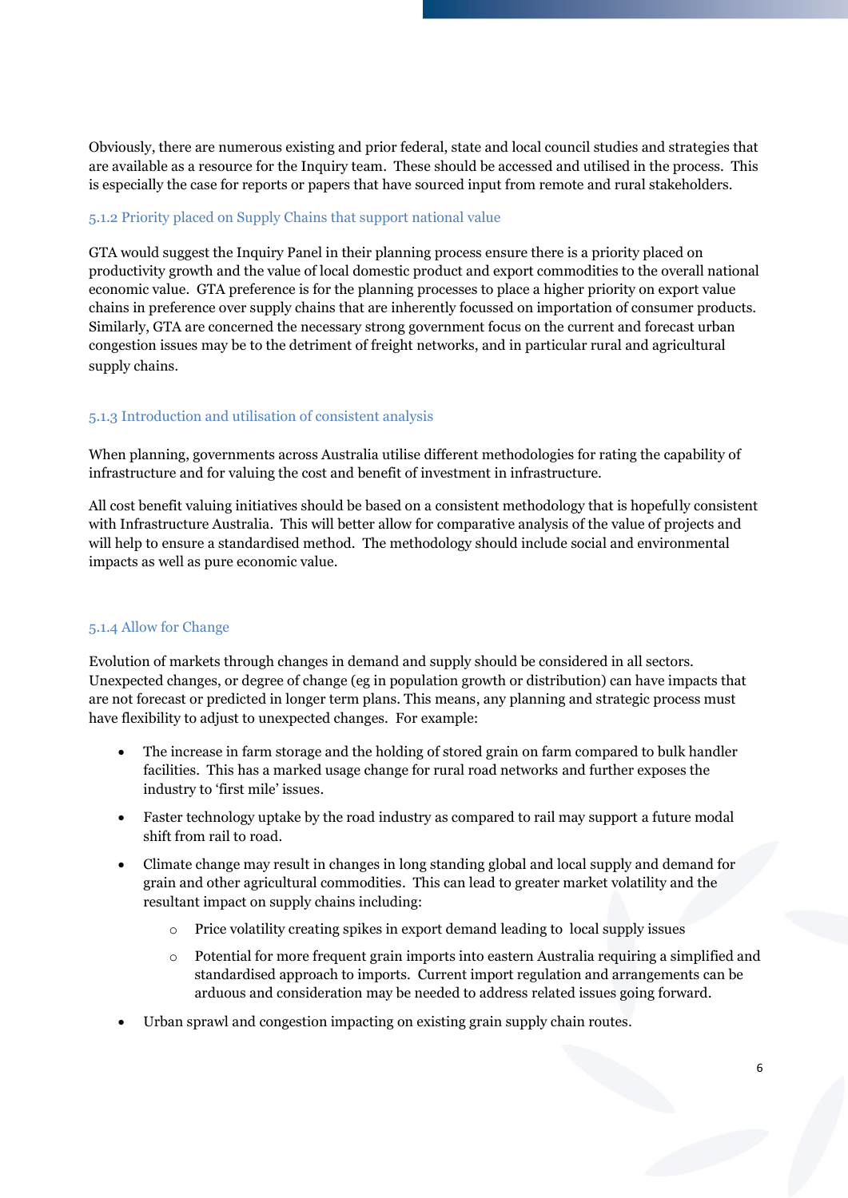Obviously, there are numerous existing and prior federal, state and local council studies and strategies that are available as a resource for the Inquiry team. These should be accessed and utilised in the process. This is especially the case for reports or papers that have sourced input from remote and rural stakeholders.

### 5.1.2 Priority placed on Supply Chains that support national value

GTA would suggest the Inquiry Panel in their planning process ensure there is a priority placed on productivity growth and the value of local domestic product and export commodities to the overall national economic value. GTA preference is for the planning processes to place a higher priority on export value chains in preference over supply chains that are inherently focussed on importation of consumer products. Similarly, GTA are concerned the necessary strong government focus on the current and forecast urban congestion issues may be to the detriment of freight networks, and in particular rural and agricultural supply chains.

### 5.1.3 Introduction and utilisation of consistent analysis

When planning, governments across Australia utilise different methodologies for rating the capability of infrastructure and for valuing the cost and benefit of investment in infrastructure.

All cost benefit valuing initiatives should be based on a consistent methodology that is hopefully consistent with Infrastructure Australia. This will better allow for comparative analysis of the value of projects and will help to ensure a standardised method. The methodology should include social and environmental impacts as well as pure economic value.

### 5.1.4 Allow for Change

Evolution of markets through changes in demand and supply should be considered in all sectors. Unexpected changes, or degree of change (eg in population growth or distribution) can have impacts that are not forecast or predicted in longer term plans. This means, any planning and strategic process must have flexibility to adjust to unexpected changes. For example:

- The increase in farm storage and the holding of stored grain on farm compared to bulk handler facilities. This has a marked usage change for rural road networks and further exposes the industry to 'first mile' issues.
- Faster technology uptake by the road industry as compared to rail may support a future modal shift from rail to road.
- Climate change may result in changes in long standing global and local supply and demand for grain and other agricultural commodities. This can lead to greater market volatility and the resultant impact on supply chains including:
    - Price volatility creating spikes in export demand leading to local supply issues
    - Potential for more frequent grain imports into eastern Australia requiring a simplified and standardised approach to imports. Current import regulation and arrangements can be arduous and consideration may be needed to address related issues going forward.
- Urban sprawl and congestion impacting on existing grain supply chain routes.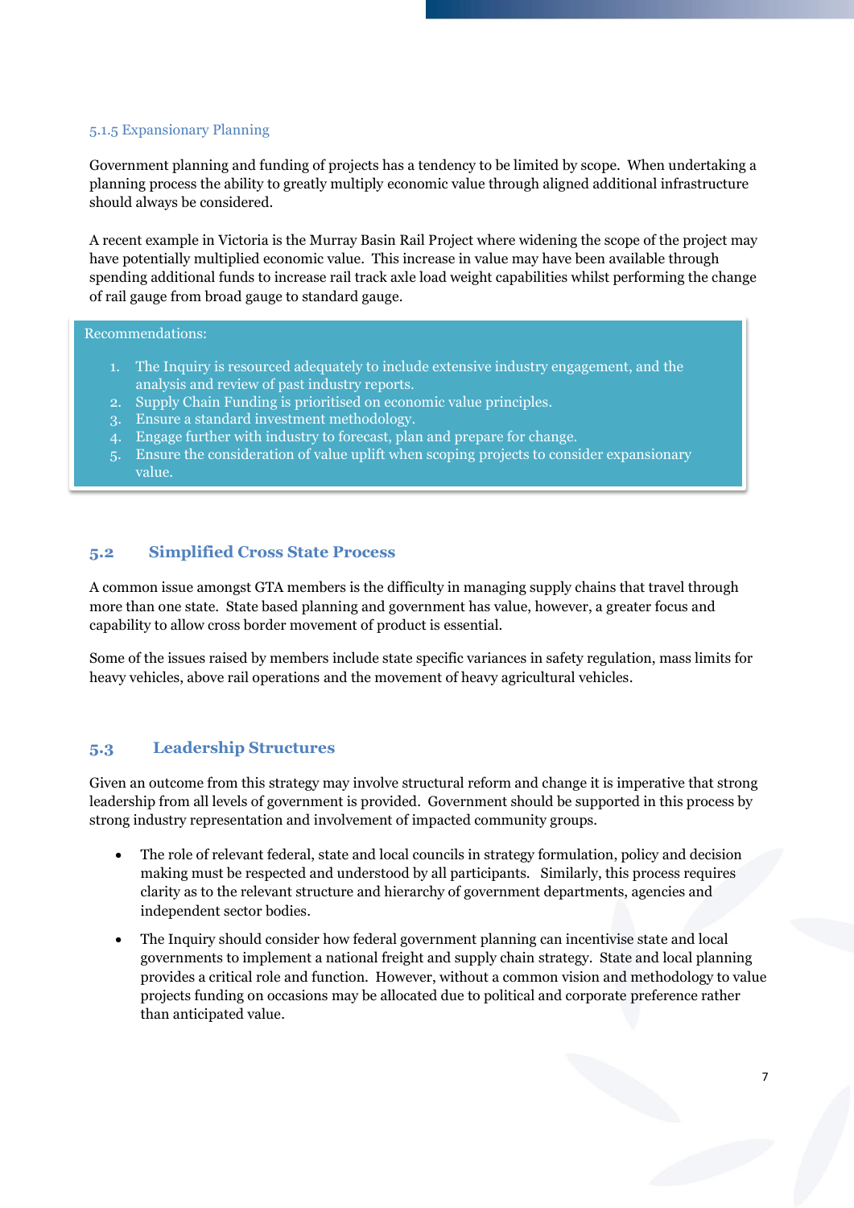#### 5.1.5 Expansionary Planning

Government planning and funding of projects has a tendency to be limited by scope. When undertaking a planning process the ability to greatly multiply economic value through aligned additional infrastructure should always be considered.

A recent example in Victoria is the Murray Basin Rail Project where widening the scope of the project may have potentially multiplied economic value. This increase in value may have been available through spending additional funds to increase rail track axle load weight capabilities whilst performing the change of rail gauge from broad gauge to standard gauge.

> Recommendations:
>
> 1. The Inquiry is resourced adequately to include extensive industry engagement, and the analysis and review of past industry reports.
> 2. Supply Chain Funding is prioritised on economic value principles.
> 3. Ensure a standard investment methodology.
> 4. Engage further with industry to forecast, plan and prepare for change.
> 5. Ensure the consideration of value uplift when scoping projects to consider expansionary value.

### 5.2 Simplified Cross State Process

A common issue amongst GTA members is the difficulty in managing supply chains that travel through more than one state. State based planning and government has value, however, a greater focus and capability to allow cross border movement of product is essential.

Some of the issues raised by members include state specific variances in safety regulation, mass limits for heavy vehicles, above rail operations and the movement of heavy agricultural vehicles.

### 5.3 Leadership Structures

Given an outcome from this strategy may involve structural reform and change it is imperative that strong leadership from all levels of government is provided. Government should be supported in this process by strong industry representation and involvement of impacted community groups.

- The role of relevant federal, state and local councils in strategy formulation, policy and decision making must be respected and understood by all participants. Similarly, this process requires clarity as to the relevant structure and hierarchy of government departments, agencies and independent sector bodies.
- The Inquiry should consider how federal government planning can incentivise state and local governments to implement a national freight and supply chain strategy. State and local planning provides a critical role and function. However, without a common vision and methodology to value projects funding on occasions may be allocated due to political and corporate preference rather than anticipated value.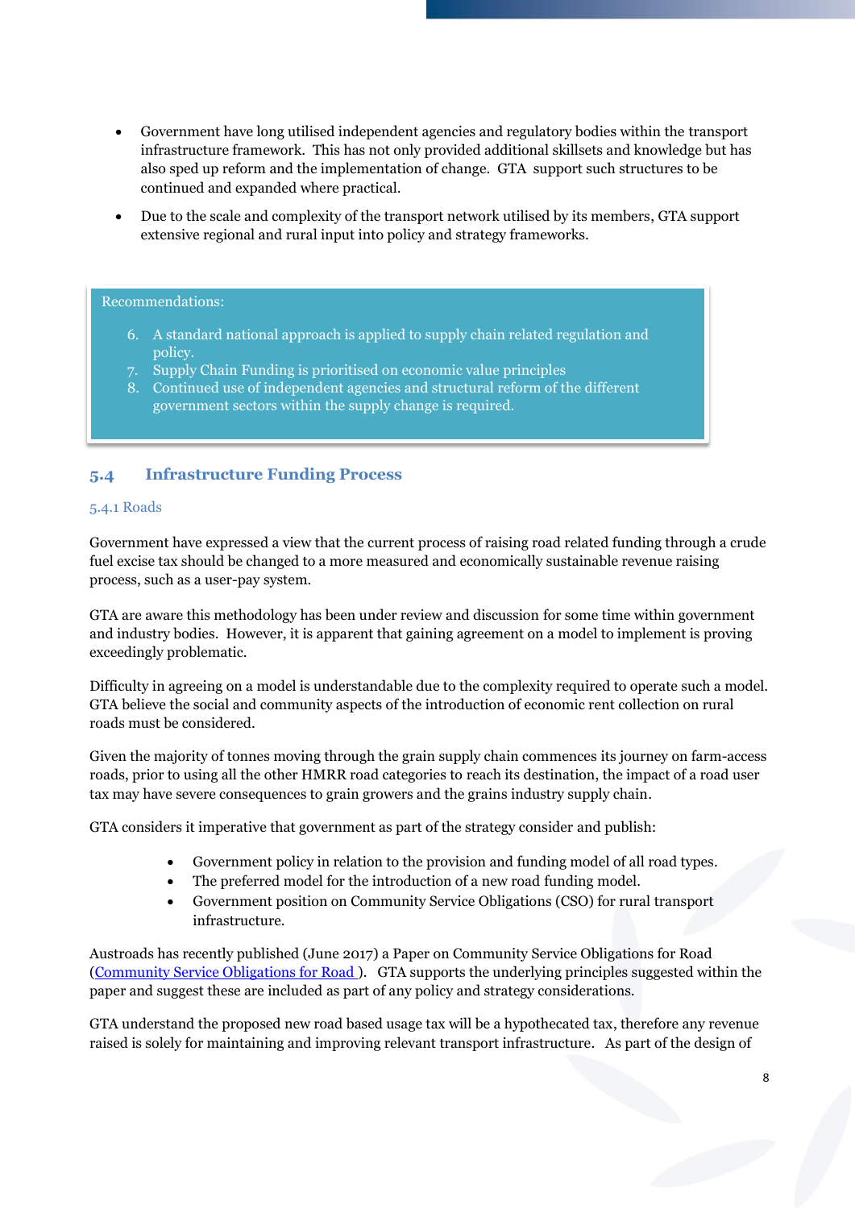- Government have long utilised independent agencies and regulatory bodies within the transport infrastructure framework. This has not only provided additional skillsets and knowledge but has also sped up reform and the implementation of change. GTA support such structures to be continued and expanded where practical.
- Due to the scale and complexity of the transport network utilised by its members, GTA support extensive regional and rural input into policy and strategy frameworks.

> Recommendations:
>
> 6. A standard national approach is applied to supply chain related regulation and policy.
> 7. Supply Chain Funding is prioritised on economic value principles
> 8. Continued use of independent agencies and structural reform of the different government sectors within the supply change is required.

## 5.4 Infrastructure Funding Process

### 5.4.1 Roads

Government have expressed a view that the current process of raising road related funding through a crude fuel excise tax should be changed to a more measured and economically sustainable revenue raising process, such as a user-pay system.

GTA are aware this methodology has been under review and discussion for some time within government and industry bodies. However, it is apparent that gaining agreement on a model to implement is proving exceedingly problematic.

Difficulty in agreeing on a model is understandable due to the complexity required to operate such a model. GTA believe the social and community aspects of the introduction of economic rent collection on rural roads must be considered.

Given the majority of tonnes moving through the grain supply chain commences its journey on farm-access roads, prior to using all the other HMRR road categories to reach its destination, the impact of a road user tax may have severe consequences to grain growers and the grains industry supply chain.

GTA considers it imperative that government as part of the strategy consider and publish:

- Government policy in relation to the provision and funding model of all road types.
- The preferred model for the introduction of a new road funding model.
- Government position on Community Service Obligations (CSO) for rural transport infrastructure.

Austroads has recently published (June 2017) a Paper on Community Service Obligations for Road (Community Service Obligations for Road ). GTA supports the underlying principles suggested within the paper and suggest these are included as part of any policy and strategy considerations.

GTA understand the proposed new road based usage tax will be a hypothecated tax, therefore any revenue raised is solely for maintaining and improving relevant transport infrastructure. As part of the design of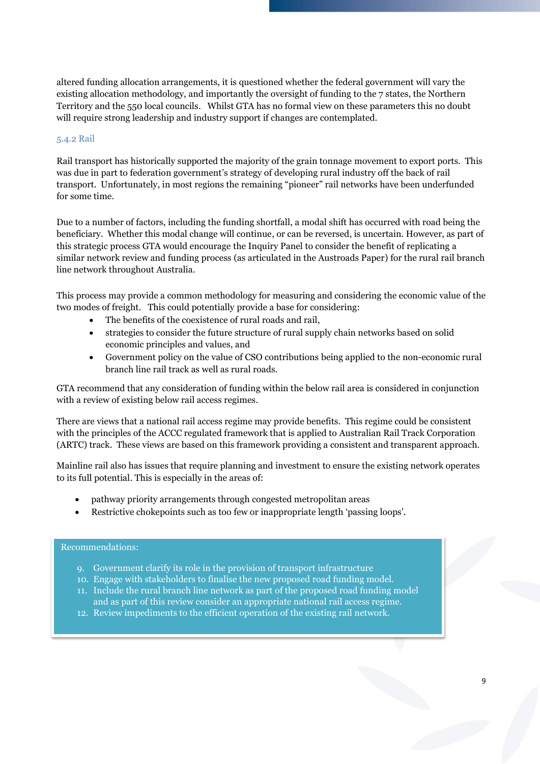altered funding allocation arrangements, it is questioned whether the federal government will vary the existing allocation methodology, and importantly the oversight of funding to the 7 states, the Northern Territory and the 550 local councils.  Whilst GTA has no formal view on these parameters this no doubt will require strong leadership and industry support if changes are contemplated.

### 5.4.2 Rail

Rail transport has historically supported the majority of the grain tonnage movement to export ports.  This was due in part to federation government's strategy of developing rural industry off the back of rail transport.  Unfortunately, in most regions the remaining "pioneer" rail networks have been underfunded for some time.

Due to a number of factors, including the funding shortfall, a modal shift has occurred with road being the beneficiary.  Whether this modal change will continue, or can be reversed, is uncertain. However, as part of this strategic process GTA would encourage the Inquiry Panel to consider the benefit of replicating a similar network review and funding process (as articulated in the Austroads Paper) for the rural rail branch line network throughout Australia.

This process may provide a common methodology for measuring and considering the economic value of the two modes of freight.   This could potentially provide a base for considering:

- The benefits of the coexistence of rural roads and rail,
- strategies to consider the future structure of rural supply chain networks based on solid economic principles and values, and
- Government policy on the value of CSO contributions being applied to the non-economic rural branch line rail track as well as rural roads.

GTA recommend that any consideration of funding within the below rail area is considered in conjunction with a review of existing below rail access regimes.

There are views that a national rail access regime may provide benefits.  This regime could be consistent with the principles of the ACCC regulated framework that is applied to Australian Rail Track Corporation (ARTC) track.  These views are based on this framework providing a consistent and transparent approach.

Mainline rail also has issues that require planning and investment to ensure the existing network operates to its full potential. This is especially in the areas of:

- pathway priority arrangements through congested metropolitan areas
- Restrictive chokepoints such as too few or inappropriate length 'passing loops'.

Recommendations:

9. Government clarify its role in the provision of transport infrastructure
10. Engage with stakeholders to finalise the new proposed road funding model.
11. Include the rural branch line network as part of the proposed road funding model and as part of this review consider an appropriate national rail access regime.
12. Review impediments to the efficient operation of the existing rail network.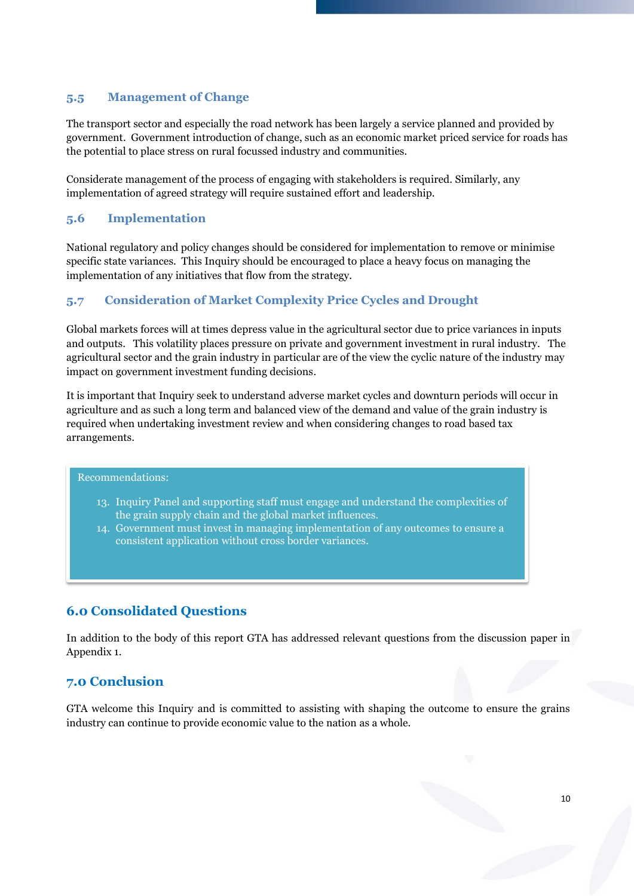### 5.5 Management of Change

The transport sector and especially the road network has been largely a service planned and provided by government. Government introduction of change, such as an economic market priced service for roads has the potential to place stress on rural focussed industry and communities.

Considerate management of the process of engaging with stakeholders is required. Similarly, any implementation of agreed strategy will require sustained effort and leadership.

### 5.6 Implementation

National regulatory and policy changes should be considered for implementation to remove or minimise specific state variances. This Inquiry should be encouraged to place a heavy focus on managing the implementation of any initiatives that flow from the strategy.

### 5.7 Consideration of Market Complexity Price Cycles and Drought

Global markets forces will at times depress value in the agricultural sector due to price variances in inputs and outputs. This volatility places pressure on private and government investment in rural industry. The agricultural sector and the grain industry in particular are of the view the cyclic nature of the industry may impact on government investment funding decisions.

It is important that Inquiry seek to understand adverse market cycles and downturn periods will occur in agriculture and as such a long term and balanced view of the demand and value of the grain industry is required when undertaking investment review and when considering changes to road based tax arrangements.

Recommendations:

13. Inquiry Panel and supporting staff must engage and understand the complexities of the grain supply chain and the global market influences.
14. Government must invest in managing implementation of any outcomes to ensure a consistent application without cross border variances.

## 6.0 Consolidated Questions

In addition to the body of this report GTA has addressed relevant questions from the discussion paper in Appendix 1.

## 7.0 Conclusion

GTA welcome this Inquiry and is committed to assisting with shaping the outcome to ensure the grains industry can continue to provide economic value to the nation as a whole.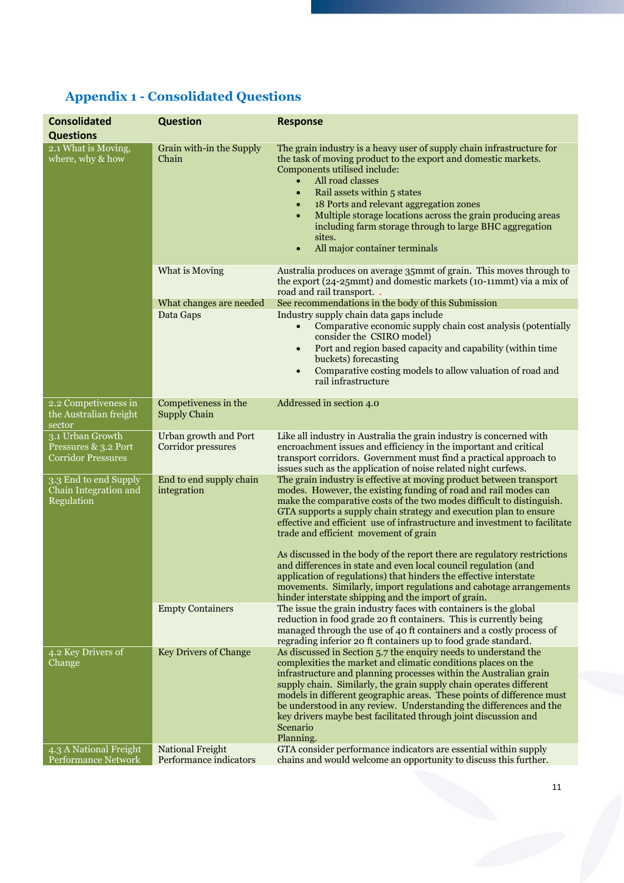## Appendix 1 - Consolidated Questions

| Consolidated Questions | Question | Response |
|---|---|---|
| 2.1 What is Moving, where, why & how | Grain with-in the Supply Chain | The grain industry is a heavy user of supply chain infrastructure for the task of moving product to the export and domestic markets. Components utilised include:<br>• All road classes<br>• Rail assets within 5 states<br>• 18 Ports and relevant aggregation zones<br>• Multiple storage locations across the grain producing areas including farm storage through to large BHC aggregation sites.<br>• All major container terminals |
| | What is Moving | Australia produces on average 35mmt of grain. This moves through to the export (24-25mmt) and domestic markets (10-11mmt) via a mix of road and rail transport. . |
| | What changes are needed | See recommendations in the body of this Submission |
| | Data Gaps | Industry supply chain data gaps include<br>• Comparative economic supply chain cost analysis (potentially consider the CSIRO model)<br>• Port and region based capacity and capability (within time buckets) forecasting<br>• Comparative costing models to allow valuation of road and rail infrastructure |
| 2.2 Competiveness in the Australian freight sector | Competiveness in the Supply Chain | Addressed in section 4.0 |
| 3.1 Urban Growth Pressures & 3.2 Port Corridor Pressures | Urban growth and Port Corridor pressures | Like all industry in Australia the grain industry is concerned with encroachment issues and efficiency in the important and critical transport corridors. Government must find a practical approach to issues such as the application of noise related night curfews. |
| 3.3 End to end Supply Chain Integration and Regulation | End to end supply chain integration | The grain industry is effective at moving product between transport modes. However, the existing funding of road and rail modes can make the comparative costs of the two modes difficult to distinguish. GTA supports a supply chain strategy and execution plan to ensure effective and efficient use of infrastructure and investment to facilitate trade and efficient movement of grain<br><br>As discussed in the body of the report there are regulatory restrictions and differences in state and even local council regulation (and application of regulations) that hinders the effective interstate movements. Similarly, import regulations and cabotage arrangements hinder interstate shipping and the import of grain. |
| | Empty Containers | The issue the grain industry faces with containers is the global reduction in food grade 20 ft containers. This is currently being managed through the use of 40 ft containers and a costly process of regrading inferior 20 ft containers up to food grade standard. |
| 4.2 Key Drivers of Change | Key Drivers of Change | As discussed in Section 5.7 the enquiry needs to understand the complexities the market and climatic conditions places on the infrastructure and planning processes within the Australian grain supply chain. Similarly, the grain supply chain operates different models in different geographic areas. These points of difference must be understood in any review. Understanding the differences and the key drivers maybe best facilitated through joint discussion and Scenario Planning. |
| 4.3 A National Freight Performance Network | National Freight Performance indicators | GTA consider performance indicators are essential within supply chains and would welcome an opportunity to discuss this further. |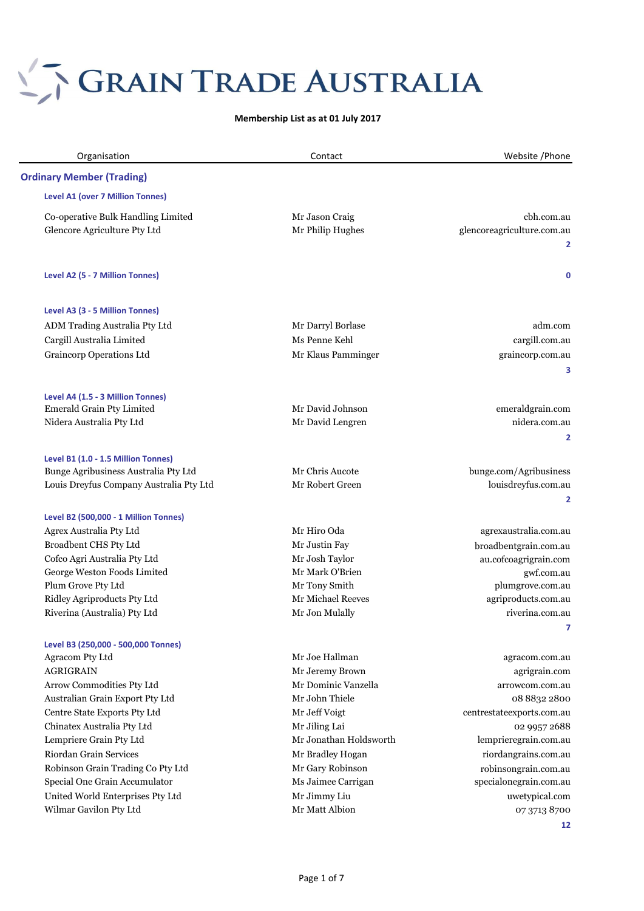# GRAIN TRADE AUSTRALIA

**Membership List as at 01 July 2017**

| Organisation | Contact | Website /Phone |
|---|---|---|
| **Ordinary Member (Trading)** | | |
| **Level A1 (over 7 Million Tonnes)** | | |
| Co-operative Bulk Handling Limited | Mr Jason Craig | cbh.com.au |
| Glencore Agriculture Pty Ltd | Mr Philip Hughes | glencoreagriculture.com.au |
| | | **2** |
| **Level A2 (5 - 7 Million Tonnes)** | | **0** |
| **Level A3 (3 - 5 Million Tonnes)** | | |
| ADM Trading Australia Pty Ltd | Mr Darryl Borlase | adm.com |
| Cargill Australia Limited | Ms Penne Kehl | cargill.com.au |
| Graincorp Operations Ltd | Mr Klaus Pamminger | graincorp.com.au |
| | | **3** |
| **Level A4 (1.5 - 3 Million Tonnes)** | | |
| Emerald Grain Pty Limited | Mr David Johnson | emeraldgrain.com |
| Nidera Australia Pty Ltd | Mr David Lengren | nidera.com.au |
| | | **2** |
| **Level B1 (1.0 - 1.5 Million Tonnes)** | | |
| Bunge Agribusiness Australia Pty Ltd | Mr Chris Aucote | bunge.com/Agribusiness |
| Louis Dreyfus Company Australia Pty Ltd | Mr Robert Green | louisdreyfus.com.au |
| | | **2** |
| **Level B2 (500,000 - 1 Million Tonnes)** | | |
| Agrex Australia Pty Ltd | Mr Hiro Oda | agrexaustralia.com.au |
| Broadbent CHS Pty Ltd | Mr Justin Fay | broadbentgrain.com.au |
| Cofco Agri Australia Pty Ltd | Mr Josh Taylor | au.cofcoagrigrain.com |
| George Weston Foods Limited | Mr Mark O'Brien | gwf.com.au |
| Plum Grove Pty Ltd | Mr Tony Smith | plumgrove.com.au |
| Ridley Agriproducts Pty Ltd | Mr Michael Reeves | agriproducts.com.au |
| Riverina (Australia) Pty Ltd | Mr Jon Mulally | riverina.com.au |
| | | **7** |
| **Level B3 (250,000 - 500,000 Tonnes)** | | |
| Agracom Pty Ltd | Mr Joe Hallman | agracom.com.au |
| AGRIGRAIN | Mr Jeremy Brown | agrigrain.com |
| Arrow Commodities Pty Ltd | Mr Dominic Vanzella | arrowcom.com.au |
| Australian Grain Export Pty Ltd | Mr John Thiele | 08 8832 2800 |
| Centre State Exports Pty Ltd | Mr Jeff Voigt | centrestateexports.com.au |
| Chinatex Australia Pty Ltd | Mr Jiling Lai | 02 9957 2688 |
| Lempriere Grain Pty Ltd | Mr Jonathan Holdsworth | lemprieregrain.com.au |
| Riordan Grain Services | Mr Bradley Hogan | riordangrains.com.au |
| Robinson Grain Trading Co Pty Ltd | Mr Gary Robinson | robinsongrain.com.au |
| Special One Grain Accumulator | Ms Jaimee Carrigan | specialonegrain.com.au |
| United World Enterprises Pty Ltd | Mr Jimmy Liu | uwetypical.com |
| Wilmar Gavilon Pty Ltd | Mr Matt Albion | 07 3713 8700 |
| | | **12** |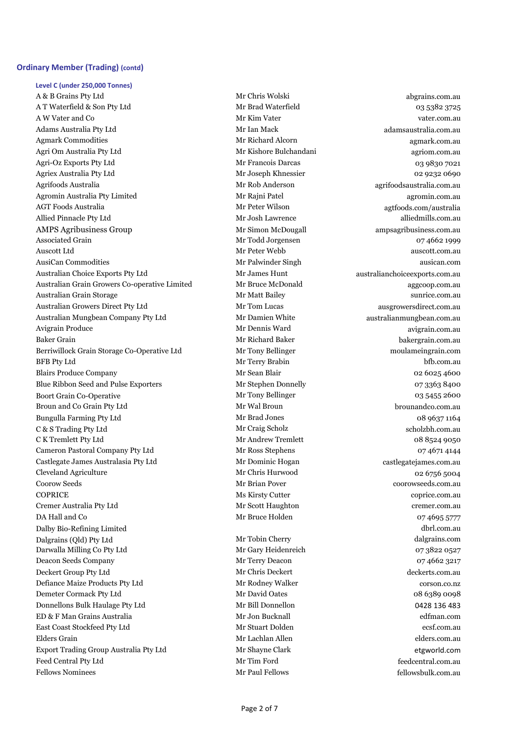## Ordinary Member (Trading) (contd)

### Level C (under 250,000 Tonnes)

| Company | Contact | Website/Phone |
|---|---|---|
| A & B Grains Pty Ltd | Mr Chris Wolski | abgrains.com.au |
| A T Waterfield & Son Pty Ltd | Mr Brad Waterfield | 03 5382 3725 |
| A W Vater and Co | Mr Kim Vater | vater.com.au |
| Adams Australia Pty Ltd | Mr Ian Mack | adamsaustralia.com.au |
| Agmark Commodities | Mr Richard Alcorn | agmark.com.au |
| Agri Om Australia Pty Ltd | Mr Kishore Bulchandani | agriom.com.au |
| Agri-Oz Exports Pty Ltd | Mr Francois Darcas | 03 9830 7021 |
| Agriex Australia Pty Ltd | Mr Joseph Khnessier | 02 9232 0690 |
| Agrifoods Australia | Mr Rob Anderson | agrifoodsaustralia.com.au |
| Agromin Australia Pty Limited | Mr Rajni Patel | agromin.com.au |
| AGT Foods Australia | Mr Peter Wilson | agtfoods.com/australia |
| Allied Pinnacle Pty Ltd | Mr Josh Lawrence | alliedmills.com.au |
| AMPS Agribusiness Group | Mr Simon McDougall | ampsagribusiness.com.au |
| Associated Grain | Mr Todd Jorgensen | 07 4662 1999 |
| Auscott Ltd | Mr Peter Webb | auscott.com.au |
| AusiCan Commodities | Mr Palwinder Singh | ausican.com |
| Australian Choice Exports Pty Ltd | Mr James Hunt | australianchoiceexports.com.au |
| Australian Grain Growers Co-operative Limited | Mr Bruce McDonald | aggcoop.com.au |
| Australian Grain Storage | Mr Matt Bailey | sunrice.com.au |
| Australian Growers Direct Pty Ltd | Mr Tom Lucas | ausgrowersdirect.com.au |
| Australian Mungbean Company Pty Ltd | Mr Damien White | australianmungbean.com.au |
| Avigrain Produce | Mr Dennis Ward | avigrain.com.au |
| Baker Grain | Mr Richard Baker | bakergrain.com.au |
| Berriwillock Grain Storage Co-Operative Ltd | Mr Tony Bellinger | moulameingrain.com |
| BFB Pty Ltd | Mr Terry Brabin | bfb.com.au |
| Blairs Produce Company | Mr Sean Blair | 02 6025 4600 |
| Blue Ribbon Seed and Pulse Exporters | Mr Stephen Donnelly | 07 3363 8400 |
| Boort Grain Co-Operative | Mr Tony Bellinger | 03 5455 2600 |
| Broun and Co Grain Pty Ltd | Mr Wal Broun | brounandco.com.au |
| Bungulla Farming Pty Ltd | Mr Brad Jones | 08 9637 1164 |
| C & S Trading Pty Ltd | Mr Craig Scholz | scholzbh.com.au |
| C K Tremlett Pty Ltd | Mr Andrew Tremlett | 08 8524 9050 |
| Cameron Pastoral Company Pty Ltd | Mr Ross Stephens | 07 4671 4144 |
| Castlegate James Australasia Pty Ltd | Mr Dominic Hogan | castlegatejames.com.au |
| Cleveland Agriculture | Mr Chris Hurwood | 02 6756 5004 |
| Coorow Seeds | Mr Brian Pover | coorowseeds.com.au |
| COPRICE | Ms Kirsty Cutter | coprice.com.au |
| Cremer Australia Pty Ltd | Mr Scott Haughton | cremer.com.au |
| DA Hall and Co | Mr Bruce Holden | 07 4695 5777 |
| Dalby Bio-Refining Limited | | dbrl.com.au |
| Dalgrains (Qld) Pty Ltd | Mr Tobin Cherry | dalgrains.com |
| Darwalla Milling Co Pty Ltd | Mr Gary Heidenreich | 07 3822 0527 |
| Deacon Seeds Company | Mr Terry Deacon | 07 4662 3217 |
| Deckert Group Pty Ltd | Mr Chris Deckert | deckerts.com.au |
| Defiance Maize Products Pty Ltd | Mr Rodney Walker | corson.co.nz |
| Demeter Cormack Pty Ltd | Mr David Oates | 08 6389 0098 |
| Donnellons Bulk Haulage Pty Ltd | Mr Bill Donnellon | 0428 136 483 |
| ED & F Man Grains Australia | Mr Jon Bucknall | edfman.com |
| East Coast Stockfeed Pty Ltd | Mr Stuart Dolden | ecsf.com.au |
| Elders Grain | Mr Lachlan Allen | elders.com.au |
| Export Trading Group Australia Pty Ltd | Mr Shayne Clark | etgworld.com |
| Feed Central Pty Ltd | Mr Tim Ford | feedcentral.com.au |
| Fellows Nominees | Mr Paul Fellows | fellowsbulk.com.au |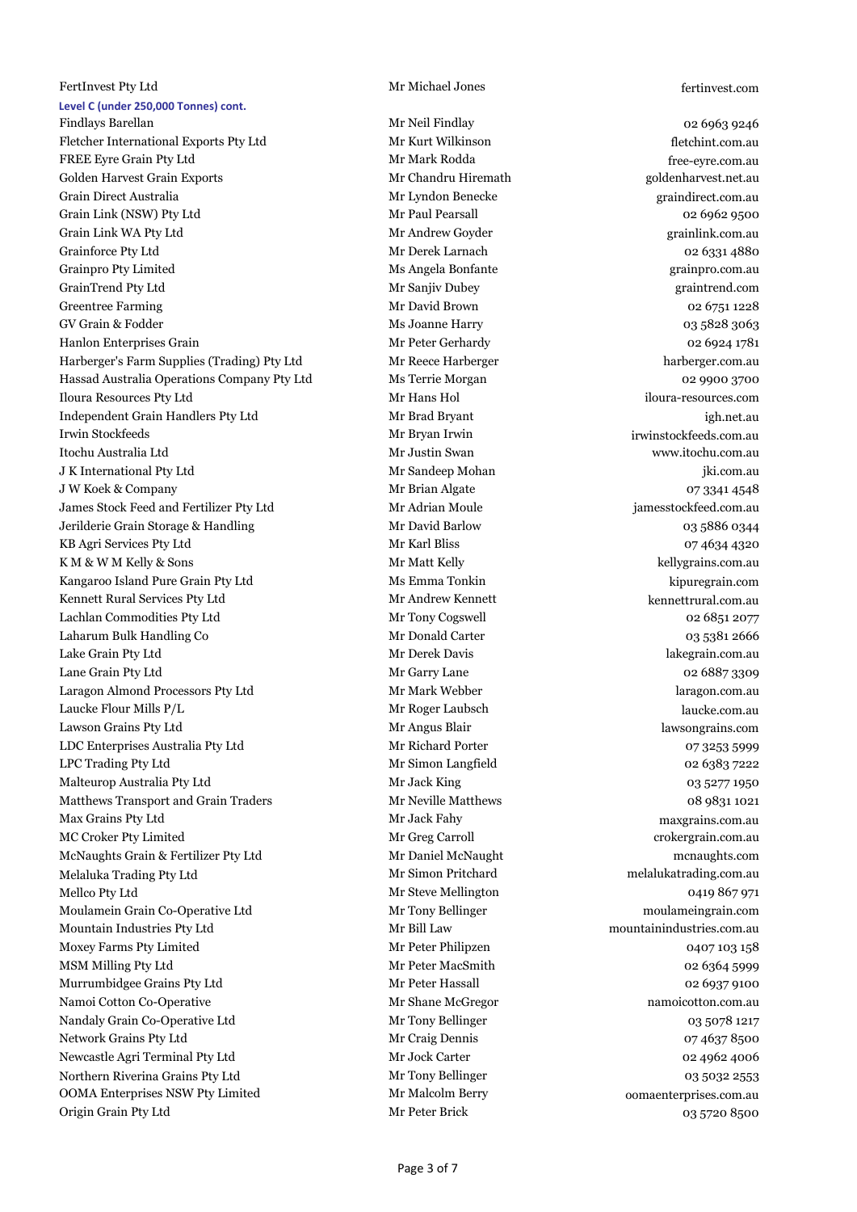| | | |
|---|---|---|
| FertInvest Pty Ltd | Mr Michael Jones | fertinvest.com |

**Level C (under 250,000 Tonnes) cont.**

| | | |
|---|---|---|
| Findlays Barellan | Mr Neil Findlay | 02 6963 9246 |
| Fletcher International Exports Pty Ltd | Mr Kurt Wilkinson | fletchint.com.au |
| FREE Eyre Grain Pty Ltd | Mr Mark Rodda | free-eyre.com.au |
| Golden Harvest Grain Exports | Mr Chandru Hiremath | goldenharvest.net.au |
| Grain Direct Australia | Mr Lyndon Benecke | graindirect.com.au |
| Grain Link (NSW) Pty Ltd | Mr Paul Pearsall | 02 6962 9500 |
| Grain Link WA Pty Ltd | Mr Andrew Goyder | grainlink.com.au |
| Grainforce Pty Ltd | Mr Derek Larnach | 02 6331 4880 |
| Grainpro Pty Limited | Ms Angela Bonfante | grainpro.com.au |
| GrainTrend Pty Ltd | Mr Sanjiv Dubey | graintrend.com |
| Greentree Farming | Mr David Brown | 02 6751 1228 |
| GV Grain & Fodder | Ms Joanne Harry | 03 5828 3063 |
| Hanlon Enterprises Grain | Mr Peter Gerhardy | 02 6924 1781 |
| Harberger's Farm Supplies (Trading) Pty Ltd | Mr Reece Harberger | harberger.com.au |
| Hassad Australia Operations Company Pty Ltd | Ms Terrie Morgan | 02 9900 3700 |
| Iloura Resources Pty Ltd | Mr Hans Hol | iloura-resources.com |
| Independent Grain Handlers Pty Ltd | Mr Brad Bryant | igh.net.au |
| Irwin Stockfeeds | Mr Bryan Irwin | irwinstockfeeds.com.au |
| Itochu Australia Ltd | Mr Justin Swan | www.itochu.com.au |
| J K International Pty Ltd | Mr Sandeep Mohan | jki.com.au |
| J W Koek & Company | Mr Brian Algate | 07 3341 4548 |
| James Stock Feed and Fertilizer Pty Ltd | Mr Adrian Moule | jamesstockfeed.com.au |
| Jerilderie Grain Storage & Handling | Mr David Barlow | 03 5886 0344 |
| KB Agri Services Pty Ltd | Mr Karl Bliss | 07 4634 4320 |
| K M & W M Kelly & Sons | Mr Matt Kelly | kellygrains.com.au |
| Kangaroo Island Pure Grain Pty Ltd | Ms Emma Tonkin | kipuregrain.com |
| Kennett Rural Services Pty Ltd | Mr Andrew Kennett | kennettrural.com.au |
| Lachlan Commodities Pty Ltd | Mr Tony Cogswell | 02 6851 2077 |
| Laharum Bulk Handling Co | Mr Donald Carter | 03 5381 2666 |
| Lake Grain Pty Ltd | Mr Derek Davis | lakegrain.com.au |
| Lane Grain Pty Ltd | Mr Garry Lane | 02 6887 3309 |
| Laragon Almond Processors Pty Ltd | Mr Mark Webber | laragon.com.au |
| Laucke Flour Mills P/L | Mr Roger Laubsch | laucke.com.au |
| Lawson Grains Pty Ltd | Mr Angus Blair | lawsongrains.com |
| LDC Enterprises Australia Pty Ltd | Mr Richard Porter | 07 3253 5999 |
| LPC Trading Pty Ltd | Mr Simon Langfield | 02 6383 7222 |
| Malteurop Australia Pty Ltd | Mr Jack King | 03 5277 1950 |
| Matthews Transport and Grain Traders | Mr Neville Matthews | 08 9831 1021 |
| Max Grains Pty Ltd | Mr Jack Fahy | maxgrains.com.au |
| MC Croker Pty Limited | Mr Greg Carroll | crokergrain.com.au |
| McNaughts Grain & Fertilizer Pty Ltd | Mr Daniel McNaught | mcnaughts.com |
| Melaluka Trading Pty Ltd | Mr Simon Pritchard | melalukatrading.com.au |
| Mellco Pty Ltd | Mr Steve Mellington | 0419 867 971 |
| Moulamein Grain Co-Operative Ltd | Mr Tony Bellinger | moulameingrain.com |
| Mountain Industries Pty Ltd | Mr Bill Law | mountainindustries.com.au |
| Moxey Farms Pty Limited | Mr Peter Philipzen | 0407 103 158 |
| MSM Milling Pty Ltd | Mr Peter MacSmith | 02 6364 5999 |
| Murrumbidgee Grains Pty Ltd | Mr Peter Hassall | 02 6937 9100 |
| Namoi Cotton Co-Operative | Mr Shane McGregor | namoicotton.com.au |
| Nandaly Grain Co-Operative Ltd | Mr Tony Bellinger | 03 5078 1217 |
| Network Grains Pty Ltd | Mr Craig Dennis | 07 4637 8500 |
| Newcastle Agri Terminal Pty Ltd | Mr Jock Carter | 02 4962 4006 |
| Northern Riverina Grains Pty Ltd | Mr Tony Bellinger | 03 5032 2553 |
| OOMA Enterprises NSW Pty Limited | Mr Malcolm Berry | oomaenterprises.com.au |
| Origin Grain Pty Ltd | Mr Peter Brick | 03 5720 8500 |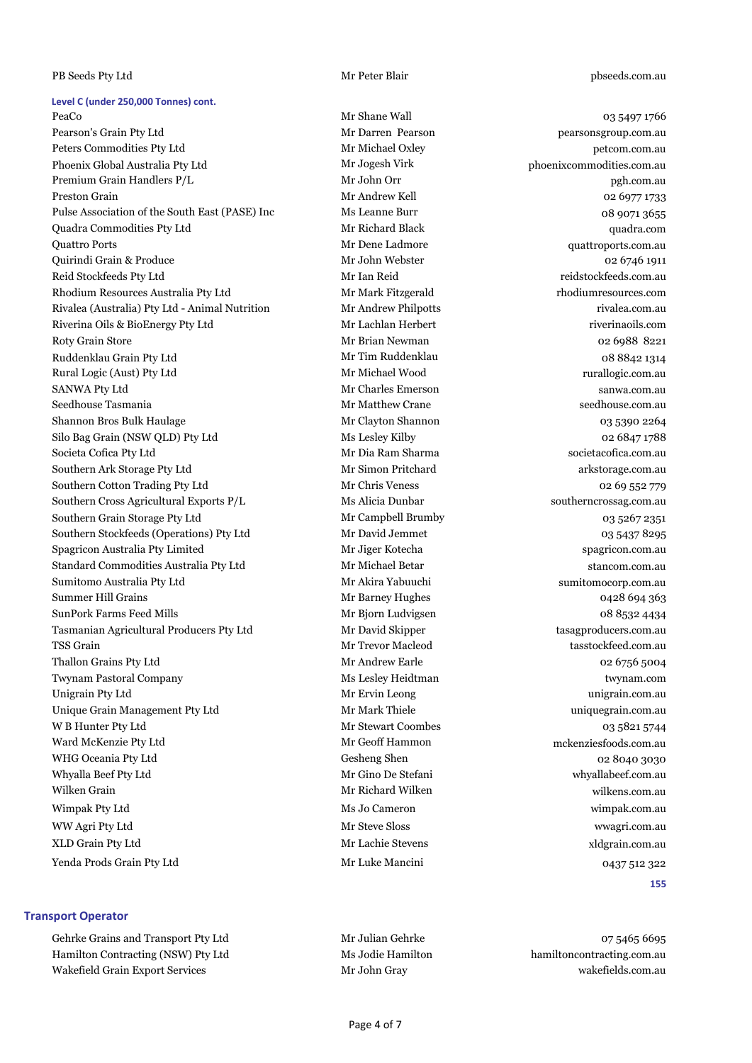| | | |
|---|---|---|
| PB Seeds Pty Ltd | Mr Peter Blair | pbseeds.com.au |

**Level C (under 250,000 Tonnes) cont.**

| | | |
|---|---|---|
| PeaCo | Mr Shane Wall | 03 5497 1766 |
| Pearson's Grain Pty Ltd | Mr Darren Pearson | pearsonsgroup.com.au |
| Peters Commodities Pty Ltd | Mr Michael Oxley | petcom.com.au |
| Phoenix Global Australia Pty Ltd | Mr Jogesh Virk | phoenixcommodities.com.au |
| Premium Grain Handlers P/L | Mr John Orr | pgh.com.au |
| Preston Grain | Mr Andrew Kell | 02 6977 1733 |
| Pulse Association of the South East (PASE) Inc | Ms Leanne Burr | 08 9071 3655 |
| Quadra Commodities Pty Ltd | Mr Richard Black | quadra.com |
| Quattro Ports | Mr Dene Ladmore | quattroports.com.au |
| Quirindi Grain & Produce | Mr John Webster | 02 6746 1911 |
| Reid Stockfeeds Pty Ltd | Mr Ian Reid | reidstockfeeds.com.au |
| Rhodium Resources Australia Pty Ltd | Mr Mark Fitzgerald | rhodiumresources.com |
| Rivalea (Australia) Pty Ltd - Animal Nutrition | Mr Andrew Philpotts | rivalea.com.au |
| Riverina Oils & BioEnergy Pty Ltd | Mr Lachlan Herbert | riverinaoils.com |
| Roty Grain Store | Mr Brian Newman | 02 6988 8221 |
| Ruddenklau Grain Pty Ltd | Mr Tim Ruddenklau | 08 8842 1314 |
| Rural Logic (Aust) Pty Ltd | Mr Michael Wood | rurallogic.com.au |
| SANWA Pty Ltd | Mr Charles Emerson | sanwa.com.au |
| Seedhouse Tasmania | Mr Matthew Crane | seedhouse.com.au |
| Shannon Bros Bulk Haulage | Mr Clayton Shannon | 03 5390 2264 |
| Silo Bag Grain (NSW QLD) Pty Ltd | Ms Lesley Kilby | 02 6847 1788 |
| Societa Cofica Pty Ltd | Mr Dia Ram Sharma | societacofica.com.au |
| Southern Ark Storage Pty Ltd | Mr Simon Pritchard | arkstorage.com.au |
| Southern Cotton Trading Pty Ltd | Mr Chris Veness | 02 69 552 779 |
| Southern Cross Agricultural Exports P/L | Ms Alicia Dunbar | southerncrossag.com.au |
| Southern Grain Storage Pty Ltd | Mr Campbell Brumby | 03 5267 2351 |
| Southern Stockfeeds (Operations) Pty Ltd | Mr David Jemmet | 03 5437 8295 |
| Spagricon Australia Pty Limited | Mr Jiger Kotecha | spagricon.com.au |
| Standard Commodities Australia Pty Ltd | Mr Michael Betar | stancom.com.au |
| Sumitomo Australia Pty Ltd | Mr Akira Yabuuchi | sumitomocorp.com.au |
| Summer Hill Grains | Mr Barney Hughes | 0428 694 363 |
| SunPork Farms Feed Mills | Mr Bjorn Ludvigsen | 08 8532 4434 |
| Tasmanian Agricultural Producers Pty Ltd | Mr David Skipper | tasagproducers.com.au |
| TSS Grain | Mr Trevor Macleod | tasstockfeed.com.au |
| Thallon Grains Pty Ltd | Mr Andrew Earle | 02 6756 5004 |
| Twynam Pastoral Company | Ms Lesley Heidtman | twynam.com |
| Unigrain Pty Ltd | Mr Ervin Leong | unigrain.com.au |
| Unique Grain Management Pty Ltd | Mr Mark Thiele | uniquegrain.com.au |
| W B Hunter Pty Ltd | Mr Stewart Coombes | 03 5821 5744 |
| Ward McKenzie Pty Ltd | Mr Geoff Hammon | mckenziesfoods.com.au |
| WHG Oceania Pty Ltd | Gesheng Shen | 02 8040 3030 |
| Whyalla Beef Pty Ltd | Mr Gino De Stefani | whyallabeef.com.au |
| Wilken Grain | Mr Richard Wilken | wilkens.com.au |
| Wimpak Pty Ltd | Ms Jo Cameron | wimpak.com.au |
| WW Agri Pty Ltd | Mr Steve Sloss | wwagri.com.au |
| XLD Grain Pty Ltd | Mr Lachie Stevens | xldgrain.com.au |
| Yenda Prods Grain Pty Ltd | Mr Luke Mancini | 0437 512 322 |

**155**

## Transport Operator

| | | |
|---|---|---|
| Gehrke Grains and Transport Pty Ltd | Mr Julian Gehrke | 07 5465 6695 |
| Hamilton Contracting (NSW) Pty Ltd | Ms Jodie Hamilton | hamiltoncontracting.com.au |
| Wakefield Grain Export Services | Mr John Gray | wakefields.com.au |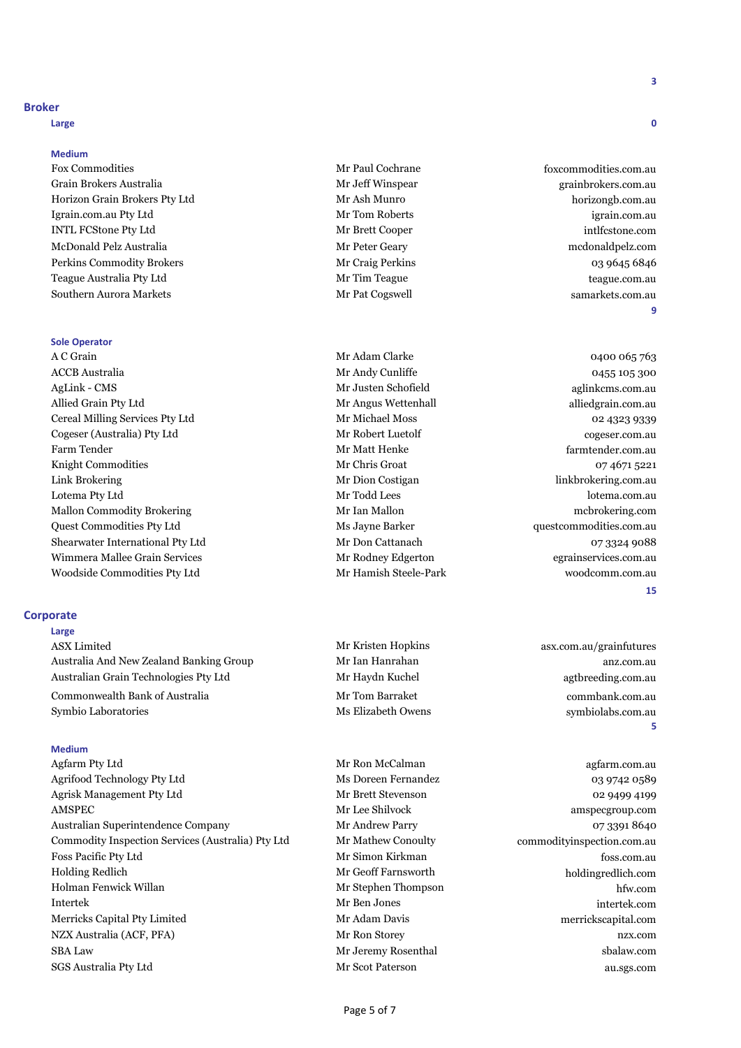## Broker

3

### Large

0

### Medium

| | | |
|---|---|---|
| Fox Commodities | Mr Paul Cochrane | foxcommodities.com.au |
| Grain Brokers Australia | Mr Jeff Winspear | grainbrokers.com.au |
| Horizon Grain Brokers Pty Ltd | Mr Ash Munro | horizongb.com.au |
| Igrain.com.au Pty Ltd | Mr Tom Roberts | igrain.com.au |
| INTL FCStone Pty Ltd | Mr Brett Cooper | intlfcstone.com |
| McDonald Pelz Australia | Mr Peter Geary | mcdonaldpelz.com |
| Perkins Commodity Brokers | Mr Craig Perkins | 03 9645 6846 |
| Teague Australia Pty Ltd | Mr Tim Teague | teague.com.au |
| Southern Aurora Markets | Mr Pat Cogswell | samarkets.com.au |

9

### Sole Operator

| | | |
|---|---|---|
| A C Grain | Mr Adam Clarke | 0400 065 763 |
| ACCB Australia | Mr Andy Cunliffe | 0455 105 300 |
| AgLink - CMS | Mr Justen Schofield | aglinkcms.com.au |
| Allied Grain Pty Ltd | Mr Angus Wettenhall | alliedgrain.com.au |
| Cereal Milling Services Pty Ltd | Mr Michael Moss | 02 4323 9339 |
| Cogeser (Australia) Pty Ltd | Mr Robert Luetolf | cogeser.com.au |
| Farm Tender | Mr Matt Henke | farmtender.com.au |
| Knight Commodities | Mr Chris Groat | 07 4671 5221 |
| Link Brokering | Mr Dion Costigan | linkbrokering.com.au |
| Lotema Pty Ltd | Mr Todd Lees | lotema.com.au |
| Mallon Commodity Brokering | Mr Ian Mallon | mcbrokering.com |
| Quest Commodities Pty Ltd | Ms Jayne Barker | questcommodities.com.au |
| Shearwater International Pty Ltd | Mr Don Cattanach | 07 3324 9088 |
| Wimmera Mallee Grain Services | Mr Rodney Edgerton | egrainservices.com.au |
| Woodside Commodities Pty Ltd | Mr Hamish Steele-Park | woodcomm.com.au |

15

## Corporate

### Large

| | | |
|---|---|---|
| ASX Limited | Mr Kristen Hopkins | asx.com.au/grainfutures |
| Australia And New Zealand Banking Group | Mr Ian Hanrahan | anz.com.au |
| Australian Grain Technologies Pty Ltd | Mr Haydn Kuchel | agtbreeding.com.au |
| Commonwealth Bank of Australia | Mr Tom Barraket | commbank.com.au |
| Symbio Laboratories | Ms Elizabeth Owens | symbiolabs.com.au |

5

### Medium

| | | |
|---|---|---|
| Agfarm Pty Ltd | Mr Ron McCalman | agfarm.com.au |
| Agrifood Technology Pty Ltd | Ms Doreen Fernandez | 03 9742 0589 |
| Agrisk Management Pty Ltd | Mr Brett Stevenson | 02 9499 4199 |
| AMSPEC | Mr Lee Shilvock | amspecgroup.com |
| Australian Superintendence Company | Mr Andrew Parry | 07 3391 8640 |
| Commodity Inspection Services (Australia) Pty Ltd | Mr Mathew Conoulty | commodityinspection.com.au |
| Foss Pacific Pty Ltd | Mr Simon Kirkman | foss.com.au |
| Holding Redlich | Mr Geoff Farnsworth | holdingredlich.com |
| Holman Fenwick Willan | Mr Stephen Thompson | hfw.com |
| Intertek | Mr Ben Jones | intertek.com |
| Merricks Capital Pty Limited | Mr Adam Davis | merrickscapital.com |
| NZX Australia (ACF, PFA) | Mr Ron Storey | nzx.com |
| SBA Law | Mr Jeremy Rosenthal | sbalaw.com |
| SGS Australia Pty Ltd | Mr Scot Paterson | au.sgs.com |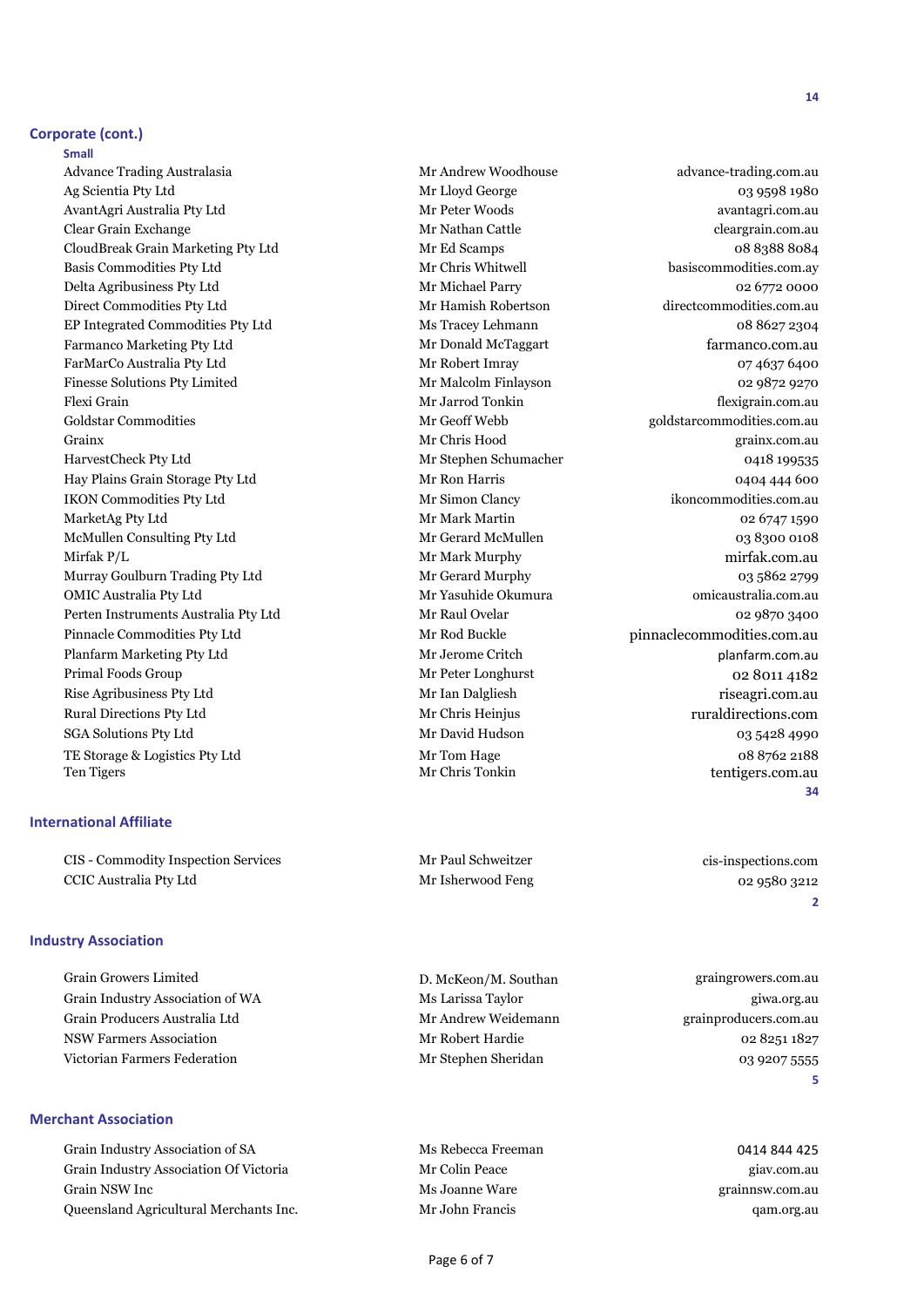## Corporate (cont.)

### Small

| | | |
|---|---|---|
| Advance Trading Australasia | Mr Andrew Woodhouse | advance-trading.com.au |
| Ag Scientia Pty Ltd | Mr Lloyd George | 03 9598 1980 |
| AvantAgri Australia Pty Ltd | Mr Peter Woods | avantagri.com.au |
| Clear Grain Exchange | Mr Nathan Cattle | cleargrain.com.au |
| CloudBreak Grain Marketing Pty Ltd | Mr Ed Scamps | 08 8388 8084 |
| Basis Commodities Pty Ltd | Mr Chris Whitwell | basiscommodities.com.ay |
| Delta Agribusiness Pty Ltd | Mr Michael Parry | 02 6772 0000 |
| Direct Commodities Pty Ltd | Mr Hamish Robertson | directcommodities.com.au |
| EP Integrated Commodities Pty Ltd | Ms Tracey Lehmann | 08 8627 2304 |
| Farmanco Marketing Pty Ltd | Mr Donald McTaggart | farmanco.com.au |
| FarMarCo Australia Pty Ltd | Mr Robert Imray | 07 4637 6400 |
| Finesse Solutions Pty Limited | Mr Malcolm Finlayson | 02 9872 9270 |
| Flexi Grain | Mr Jarrod Tonkin | flexigrain.com.au |
| Goldstar Commodities | Mr Geoff Webb | goldstarcommodities.com.au |
| Grainx | Mr Chris Hood | grainx.com.au |
| HarvestCheck Pty Ltd | Mr Stephen Schumacher | 0418 199535 |
| Hay Plains Grain Storage Pty Ltd | Mr Ron Harris | 0404 444 600 |
| IKON Commodities Pty Ltd | Mr Simon Clancy | ikoncommodities.com.au |
| MarketAg Pty Ltd | Mr Mark Martin | 02 6747 1590 |
| McMullen Consulting Pty Ltd | Mr Gerard McMullen | 03 8300 0108 |
| Mirfak P/L | Mr Mark Murphy | mirfak.com.au |
| Murray Goulburn Trading Pty Ltd | Mr Gerard Murphy | 03 5862 2799 |
| OMIC Australia Pty Ltd | Mr Yasuhide Okumura | omicaustralia.com.au |
| Perten Instruments Australia Pty Ltd | Mr Raul Ovelar | 02 9870 3400 |
| Pinnacle Commodities Pty Ltd | Mr Rod Buckle | pinnaclecommodities.com.au |
| Planfarm Marketing Pty Ltd | Mr Jerome Critch | planfarm.com.au |
| Primal Foods Group | Mr Peter Longhurst | 02 8011 4182 |
| Rise Agribusiness Pty Ltd | Mr Ian Dalgliesh | riseagri.com.au |
| Rural Directions Pty Ltd | Mr Chris Heinjus | ruraldirections.com |
| SGA Solutions Pty Ltd | Mr David Hudson | 03 5428 4990 |
| TE Storage & Logistics Pty Ltd | Mr Tom Hage | 08 8762 2188 |
| Ten Tigers | Mr Chris Tonkin | tentigers.com.au |
| | | **34** |

## International Affiliate

| | | |
|---|---|---|
| CIS - Commodity Inspection Services | Mr Paul Schweitzer | cis-inspections.com |
| CCIC Australia Pty Ltd | Mr Isherwood Feng | 02 9580 3212 |
| | | **2** |

## Industry Association

| | | |
|---|---|---|
| Grain Growers Limited | D. McKeon/M. Southan | graingrowers.com.au |
| Grain Industry Association of WA | Ms Larissa Taylor | giwa.org.au |
| Grain Producers Australia Ltd | Mr Andrew Weidemann | grainproducers.com.au |
| NSW Farmers Association | Mr Robert Hardie | 02 8251 1827 |
| Victorian Farmers Federation | Mr Stephen Sheridan | 03 9207 5555 |
| | | **5** |

## Merchant Association

| | | |
|---|---|---|
| Grain Industry Association of SA | Ms Rebecca Freeman | 0414 844 425 |
| Grain Industry Association Of Victoria | Mr Colin Peace | giav.com.au |
| Grain NSW Inc | Ms Joanne Ware | grainnsw.com.au |
| Queensland Agricultural Merchants Inc. | Mr John Francis | qam.org.au |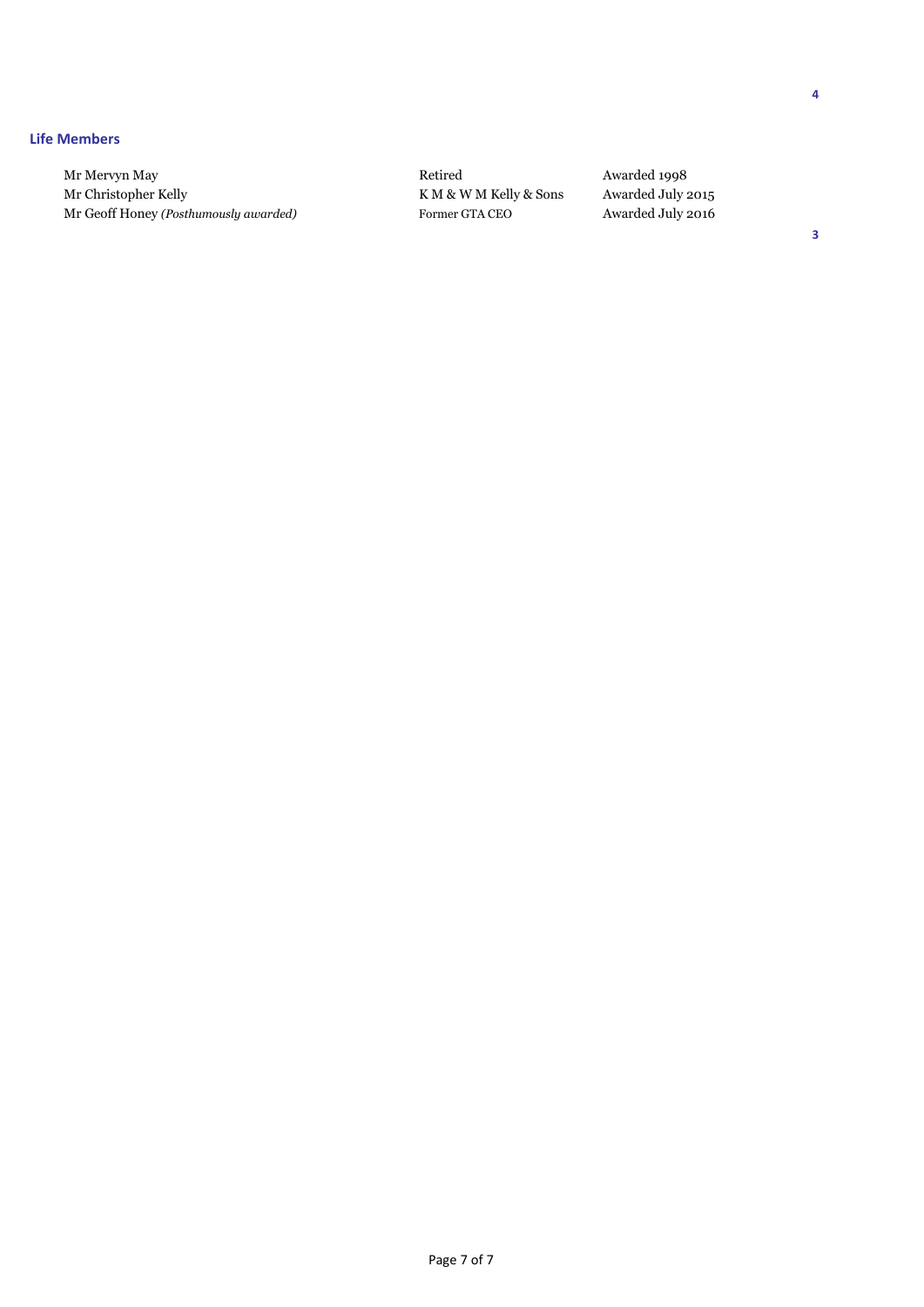## Life Members

| | | |
|---|---|---|
| Mr Mervyn May | Retired | Awarded 1998 |
| Mr Christopher Kelly | K M & W M Kelly & Sons | Awarded July 2015 |
| Mr Geoff Honey *(Posthumously awarded)* | Former GTA CEO | Awarded July 2016 |